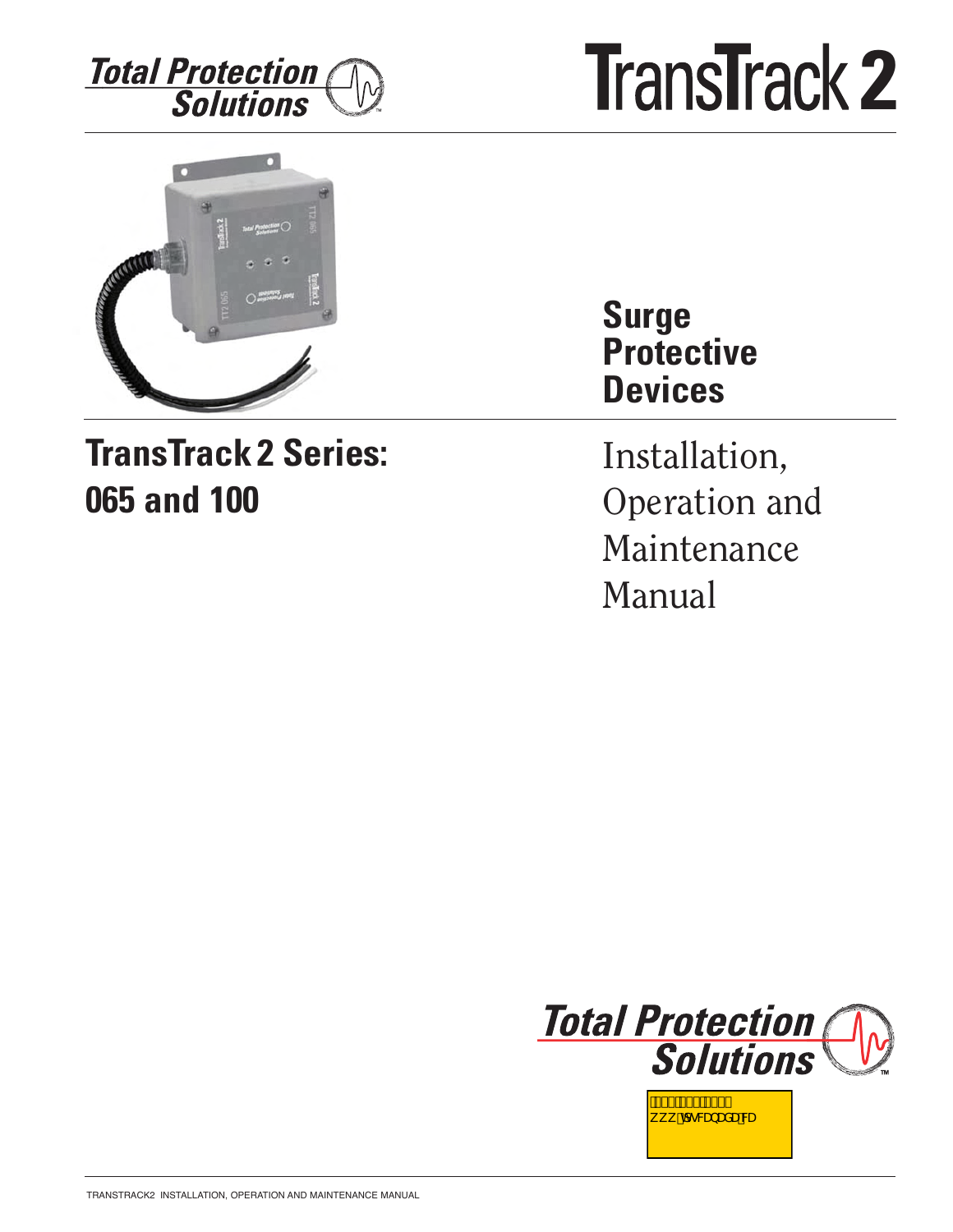# TransTrack 2

## Surge Protective Devices

## TransTrack 2 Series: 065 and 100

Installation, Operation and Maintenance Manual

Total Protection Solutions

ZZZ.]SVFDQDGD.FD

TRANSTRACK2 INSTALLATION, OPERATION AND MAINTENANCE MANUAL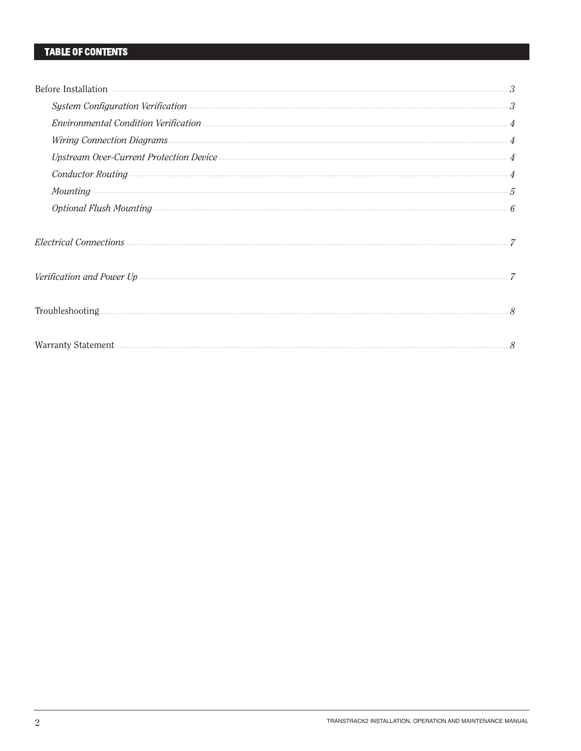## TABLE OF CONTENTS

Before Installation ........ 3

- *System Configuration Verification* ........ *3*
- *Environmental Condition Verification* ........ *4*
- *Wiring Connection Diagrams* ........ *4*
- *Upstream Over-Current Protection Device* ........ *4*
- *Conductor Routing* ........ *4*
- *Mounting* ........ *5*
- *Optional Flush Mounting* ........ *6*

*Electrical Connections* ........ *7*

*Verification and Power Up* ........ *7*

Troubleshooting ........ *8*

Warranty Statement ........ *8*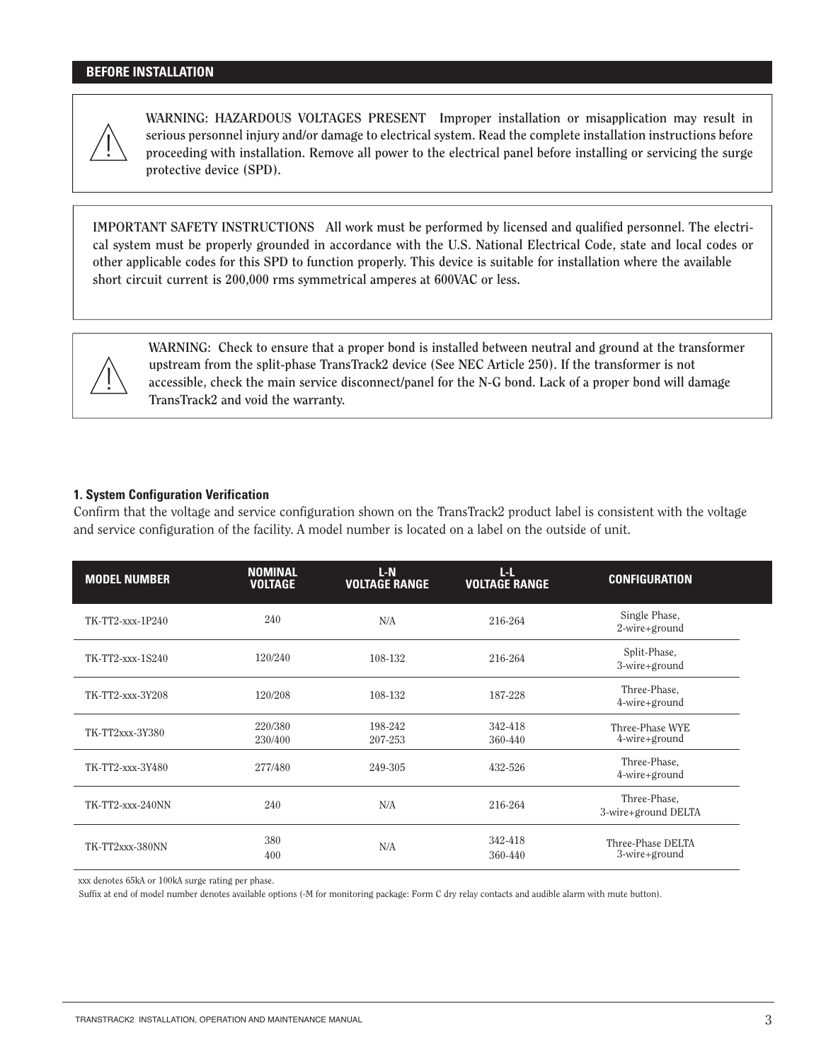## BEFORE INSTALLATION

**WARNING: HAZARDOUS VOLTAGES PRESENT** Improper installation or misapplication may result in serious personnel injury and/or damage to electrical system. Read the complete installation instructions before proceeding with installation. Remove all power to the electrical panel before installing or servicing the surge protective device (SPD).

**IMPORTANT SAFETY INSTRUCTIONS** All work must be performed by licensed and qualified personnel. The electrical system must be properly grounded in accordance with the U.S. National Electrical Code, state and local codes or other applicable codes for this SPD to function properly. This device is suitable for installation where the available short circuit current is 200,000 rms symmetrical amperes at 600VAC or less.

**WARNING:** Check to ensure that a proper bond is installed between neutral and ground at the transformer upstream from the split-phase TransTrack2 device (See NEC Article 250). If the transformer is not accessible, check the main service disconnect/panel for the N-G bond. Lack of a proper bond will damage TransTrack2 and void the warranty.

### 1. System Configuration Verification

Confirm that the voltage and service configuration shown on the TransTrack2 product label is consistent with the voltage and service configuration of the facility. A model number is located on a label on the outside of unit.

| MODEL NUMBER | NOMINAL VOLTAGE | L-N VOLTAGE RANGE | L-L VOLTAGE RANGE | CONFIGURATION |
|---|---|---|---|---|
| TK-TT2-xxx-1P240 | 240 | N/A | 216-264 | Single Phase, 2-wire+ground |
| TK-TT2-xxx-1S240 | 120/240 | 108-132 | 216-264 | Split-Phase, 3-wire+ground |
| TK-TT2-xxx-3Y208 | 120/208 | 108-132 | 187-228 | Three-Phase, 4-wire+ground |
| TK-TT2xxx-3Y380 | 220/380<br>230/400 | 198-242<br>207-253 | 342-418<br>360-440 | Three-Phase WYE 4-wire+ground |
| TK-TT2-xxx-3Y480 | 277/480 | 249-305 | 432-526 | Three-Phase, 4-wire+ground |
| TK-TT2-xxx-240NN | 240 | N/A | 216-264 | Three-Phase, 3-wire+ground DELTA |
| TK-TT2xxx-380NN | 380<br>400 | N/A | 342-418<br>360-440 | Three-Phase DELTA 3-wire+ground |

xxx denotes 65kA or 100kA surge rating per phase.

Suffix at end of model number denotes available options (-M for monitoring package: Form C dry relay contacts and audible alarm with mute button).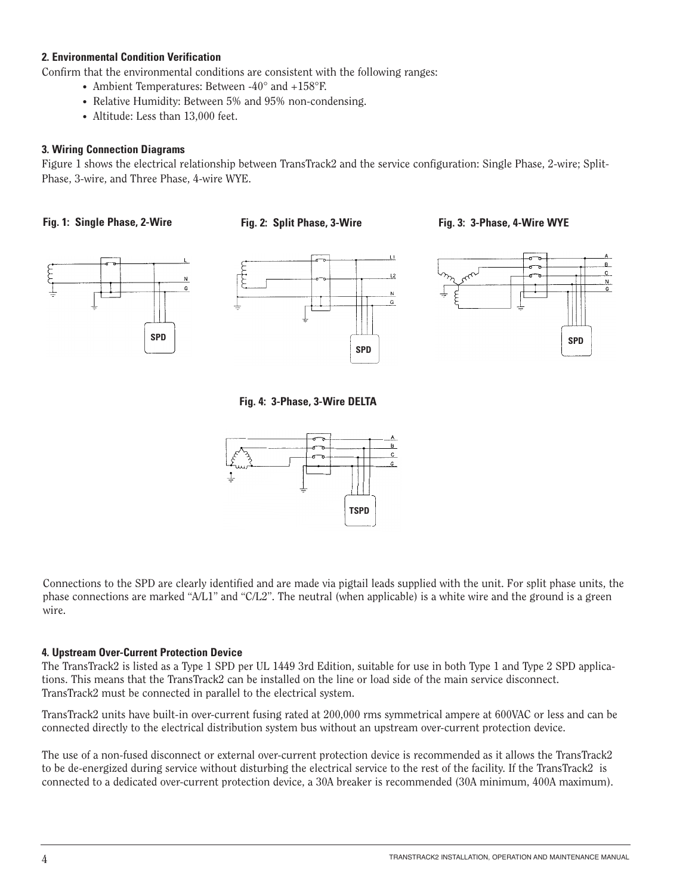### 2. Environmental Condition Verification

Confirm that the environmental conditions are consistent with the following ranges:

- Ambient Temperatures: Between -40° and +158°F.
- Relative Humidity: Between 5% and 95% non-condensing.
- Altitude: Less than 13,000 feet.

### 3. Wiring Connection Diagrams

Figure 1 shows the electrical relationship between TransTrack2 and the service configuration: Single Phase, 2-wire; Split-Phase, 3-wire, and Three Phase, 4-wire WYE.

**Fig. 1: Single Phase, 2-Wire**

L
N
G
SPD

**Fig. 2: Split Phase, 3-Wire**

L1
L2
N
G
SPD

**Fig. 3: 3-Phase, 4-Wire WYE**

A
B
C
N
G
SPD

**Fig. 4: 3-Phase, 3-Wire DELTA**

A
B
C
G
TSPD

Connections to the SPD are clearly identified and are made via pigtail leads supplied with the unit. For split phase units, the phase connections are marked "A/L1" and "C/L2". The neutral (when applicable) is a white wire and the ground is a green wire.

### 4. Upstream Over-Current Protection Device

The TransTrack2 is listed as a Type 1 SPD per UL 1449 3rd Edition, suitable for use in both Type 1 and Type 2 SPD applications. This means that the TransTrack2 can be installed on the line or load side of the main service disconnect. TransTrack2 must be connected in parallel to the electrical system.

TransTrack2 units have built-in over-current fusing rated at 200,000 rms symmetrical ampere at 600VAC or less and can be connected directly to the electrical distribution system bus without an upstream over-current protection device.

The use of a non-fused disconnect or external over-current protection device is recommended as it allows the TransTrack2 to be de-energized during service without disturbing the electrical service to the rest of the facility. If the TransTrack2 is connected to a dedicated over-current protection device, a 30A breaker is recommended (30A minimum, 400A maximum).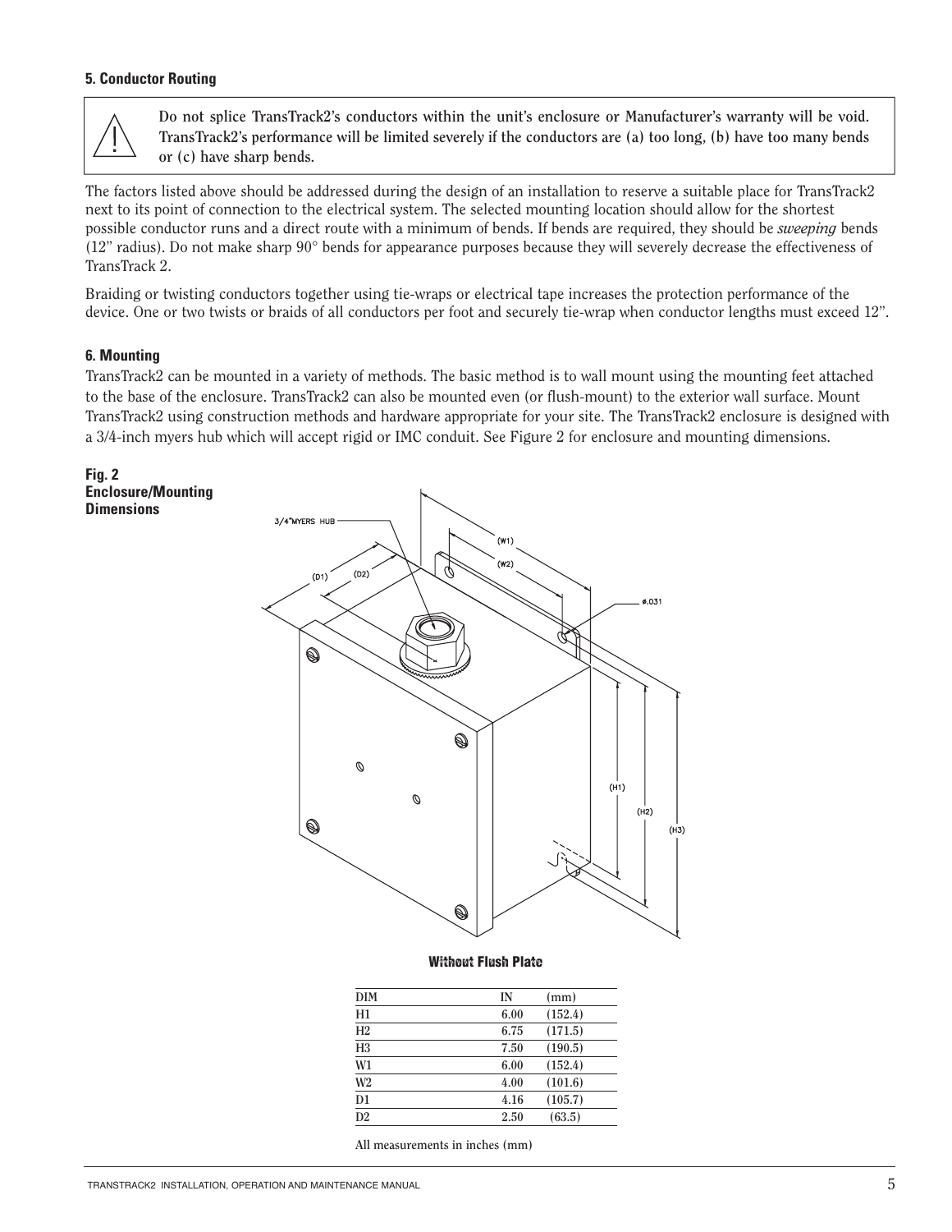### 5. Conductor Routing

> ⚠ **Do not splice TransTrack2's conductors within the unit's enclosure or Manufacturer's warranty will be void. TransTrack2's performance will be limited severely if the conductors are (a) too long, (b) have too many bends or (c) have sharp bends.**

The factors listed above should be addressed during the design of an installation to reserve a suitable place for TransTrack2 next to its point of connection to the electrical system. The selected mounting location should allow for the shortest possible conductor runs and a direct route with a minimum of bends. If bends are required, they should be *sweeping* bends (12" radius). Do not make sharp 90° bends for appearance purposes because they will severely decrease the effectiveness of TransTrack 2.

Braiding or twisting conductors together using tie-wraps or electrical tape increases the protection performance of the device. One or two twists or braids of all conductors per foot and securely tie-wrap when conductor lengths must exceed 12".

### 6. Mounting

TransTrack2 can be mounted in a variety of methods. The basic method is to wall mount using the mounting feet attached to the base of the enclosure. TransTrack2 can also be mounted even (or flush-mount) to the exterior wall surface. Mount TransTrack2 using construction methods and hardware appropriate for your site. The TransTrack2 enclosure is designed with a 3/4-inch myers hub which will accept rigid or IMC conduit. See Figure 2 for enclosure and mounting dimensions.

**Fig. 2 Enclosure/Mounting Dimensions**

3/4"MYERS HUB
(W1)
(W2)
(D1)
(D2)
ø.031
(H1)
(H2)
(H3)

**Without Flush Plate**

| DIM | IN | (mm) |
|---|---|---|
| H1 | 6.00 | (152.4) |
| H2 | 6.75 | (171.5) |
| H3 | 7.50 | (190.5) |
| W1 | 6.00 | (152.4) |
| W2 | 4.00 | (101.6) |
| D1 | 4.16 | (105.7) |
| D2 | 2.50 | (63.5) |

All measurements in inches (mm)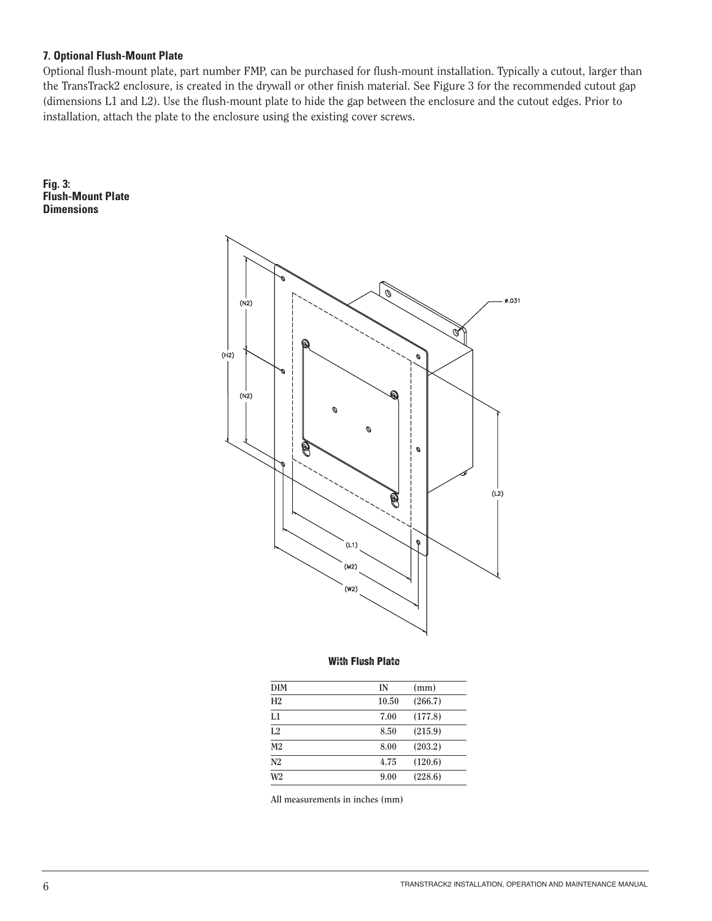### 7. Optional Flush-Mount Plate

Optional flush-mount plate, part number FMP, can be purchased for flush-mount installation. Typically a cutout, larger than the TransTrack2 enclosure, is created in the drywall or other finish material. See Figure 3 for the recommended cutout gap (dimensions L1 and L2). Use the flush-mount plate to hide the gap between the enclosure and the cutout edges. Prior to installation, attach the plate to the enclosure using the existing cover screws.

**Fig. 3: Flush-Mount Plate Dimensions**

(N2)
(H2)
(N2)
ø.031
(L2)
(L1)
(M2)
(W2)

**With Flush Plate**

| DIM | IN | (mm) |
|---|---|---|
| H2 | 10.50 | (266.7) |
| L1 | 7.00 | (177.8) |
| L2 | 8.50 | (215.9) |
| M2 | 8.00 | (203.2) |
| N2 | 4.75 | (120.6) |
| W2 | 9.00 | (228.6) |

All measurements in inches (mm)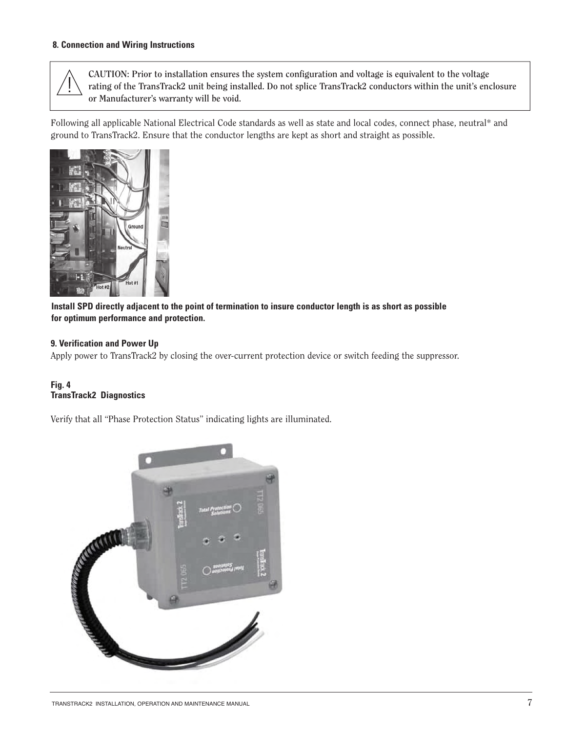### 8. Connection and Wiring Instructions

> **CAUTION: Prior to installation ensures the system configuration and voltage is equivalent to the voltage rating of the TransTrack2 unit being installed. Do not splice TransTrack2 conductors within the unit's enclosure or Manufacturer's warranty will be void.**

Following all applicable National Electrical Code standards as well as state and local codes, connect phase, neutral* and ground to TransTrack2. Ensure that the conductor lengths are kept as short and straight as possible.

Ground

Neutral

Hot #2

Hot #1

**Install SPD directly adjacent to the point of termination to insure conductor length is as short as possible for optimum performance and protection.**

### 9. Verification and Power Up

Apply power to TransTrack2 by closing the over-current protection device or switch feeding the suppressor.

**Fig. 4**
**TransTrack2 Diagnostics**

Verify that all "Phase Protection Status" indicating lights are illuminated.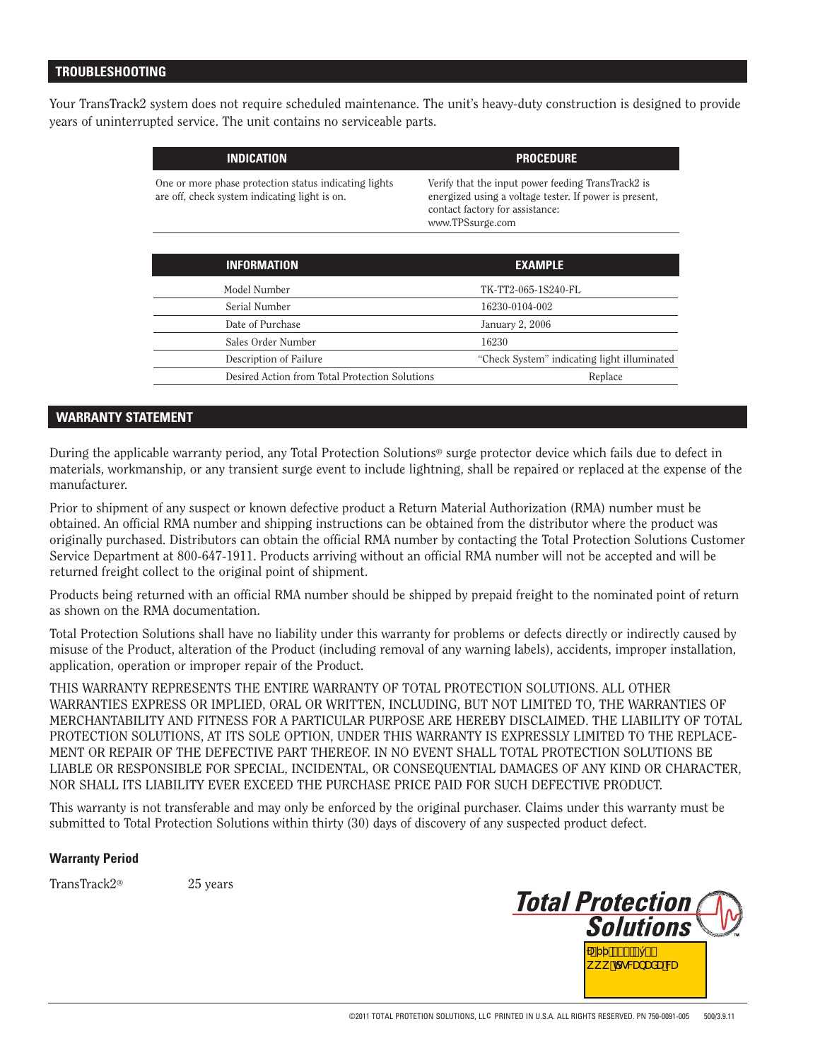## TROUBLESHOOTING

Your TransTrack2 system does not require scheduled maintenance. The unit's heavy-duty construction is designed to provide years of uninterrupted service. The unit contains no serviceable parts.

| INDICATION | PROCEDURE |
|---|---|
| One or more phase protection status indicating lights are off, check system indicating light is on. | Verify that the input power feeding TransTrack2 is energized using a voltage tester. If power is present, contact factory for assistance: www.TPSsurge.com |

| INFORMATION | EXAMPLE |
|---|---|
| Model Number | TK-TT2-065-1S240-FL |
| Serial Number | 16230-0104-002 |
| Date of Purchase | January 2, 2006 |
| Sales Order Number | 16230 |
| Description of Failure | "Check System" indicating light illuminated |
| Desired Action from Total Protection Solutions | Replace |

## WARRANTY STATEMENT

During the applicable warranty period, any Total Protection Solutions® surge protector device which fails due to defect in materials, workmanship, or any transient surge event to include lightning, shall be repaired or replaced at the expense of the manufacturer.

Prior to shipment of any suspect or known defective product a Return Material Authorization (RMA) number must be obtained. An official RMA number and shipping instructions can be obtained from the distributor where the product was originally purchased. Distributors can obtain the official RMA number by contacting the Total Protection Solutions Customer Service Department at 800-647-1911. Products arriving without an official RMA number will not be accepted and will be returned freight collect to the original point of shipment.

Products being returned with an official RMA number should be shipped by prepaid freight to the nominated point of return as shown on the RMA documentation.

Total Protection Solutions shall have no liability under this warranty for problems or defects directly or indirectly caused by misuse of the Product, alteration of the Product (including removal of any warning labels), accidents, improper installation, application, operation or improper repair of the Product.

THIS WARRANTY REPRESENTS THE ENTIRE WARRANTY OF TOTAL PROTECTION SOLUTIONS. ALL OTHER WARRANTIES EXPRESS OR IMPLIED, ORAL OR WRITTEN, INCLUDING, BUT NOT LIMITED TO, THE WARRANTIES OF MERCHANTABILITY AND FITNESS FOR A PARTICULAR PURPOSE ARE HEREBY DISCLAIMED. THE LIABILITY OF TOTAL PROTECTION SOLUTIONS, AT ITS SOLE OPTION, UNDER THIS WARRANTY IS EXPRESSLY LIMITED TO THE REPLACEMENT OR REPAIR OF THE DEFECTIVE PART THEREOF. IN NO EVENT SHALL TOTAL PROTECTION SOLUTIONS BE LIABLE OR RESPONSIBLE FOR SPECIAL, INCIDENTAL, OR CONSEQUENTIAL DAMAGES OF ANY KIND OR CHARACTER, NOR SHALL ITS LIABILITY EVER EXCEED THE PURCHASE PRICE PAID FOR SUCH DEFECTIVE PRODUCT.

This warranty is not transferable and may only be enforced by the original purchaser. Claims under this warranty must be submitted to Total Protection Solutions within thirty (30) days of discovery of any suspected product defect.

**Warranty Period**

TransTrack2® 25 years

Total Protection Solutions™

©2011 TOTAL PROTETION SOLUTIONS, LLC PRINTED IN U.S.A. ALL RIGHTS RESERVED. PN 750-0091-005 500/3.9.11